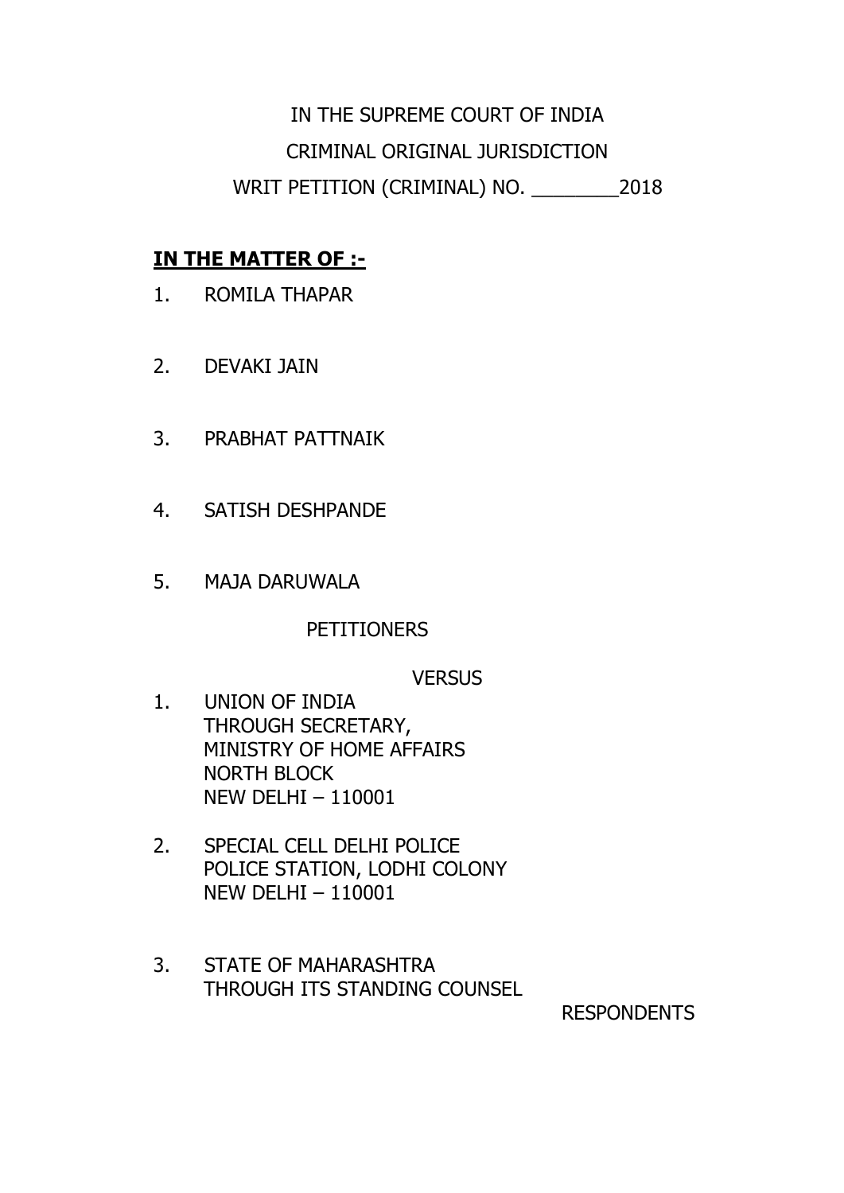IN THE SUPREME COURT OF INDIA

CRIMINAL ORIGINAL JURISDICTION

WRIT PETITION (CRIMINAL) NO. ________2018

**IN THE MATTER OF :-**

1. ROMILA THAPAR

2. DEVAKI JAIN

3. PRABHAT PATTNAIK

4. SATISH DESHPANDE

5. MAJA DARUWALA

PETITIONERS

VERSUS

1. UNION OF INDIA
   THROUGH SECRETARY,
   MINISTRY OF HOME AFFAIRS
   NORTH BLOCK
   NEW DELHI – 110001

2. SPECIAL CELL DELHI POLICE
   POLICE STATION, LODHI COLONY
   NEW DELHI – 110001

3. STATE OF MAHARASHTRA
   THROUGH ITS STANDING COUNSEL

RESPONDENTS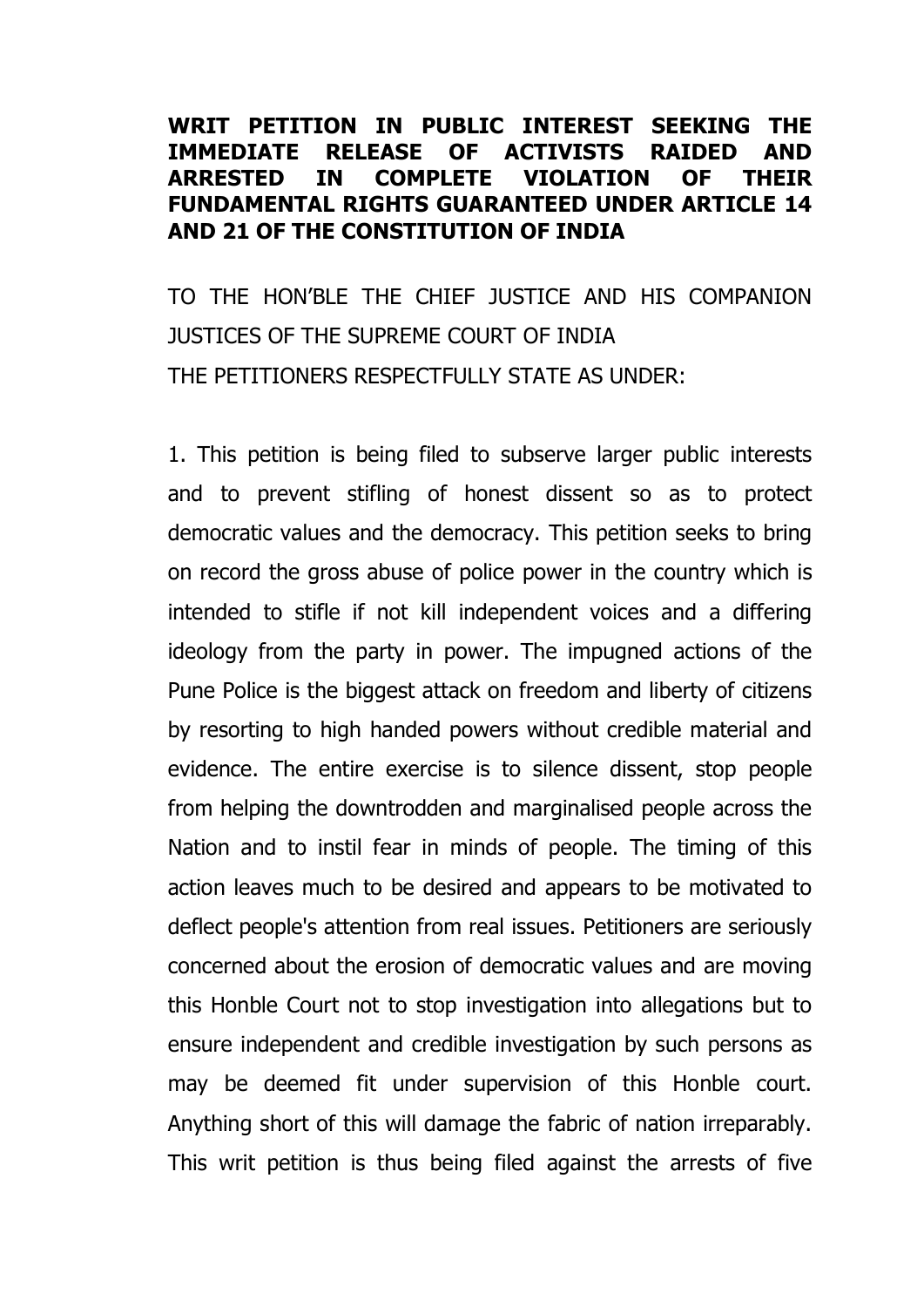**WRIT PETITION IN PUBLIC INTEREST SEEKING THE IMMEDIATE RELEASE OF ACTIVISTS RAIDED AND ARRESTED IN COMPLETE VIOLATION OF THEIR FUNDAMENTAL RIGHTS GUARANTEED UNDER ARTICLE 14 AND 21 OF THE CONSTITUTION OF INDIA**

TO THE HON'BLE THE CHIEF JUSTICE AND HIS COMPANION JUSTICES OF THE SUPREME COURT OF INDIA

THE PETITIONERS RESPECTFULLY STATE AS UNDER:

1. This petition is being filed to subserve larger public interests and to prevent stifling of honest dissent so as to protect democratic values and the democracy. This petition seeks to bring on record the gross abuse of police power in the country which is intended to stifle if not kill independent voices and a differing ideology from the party in power. The impugned actions of the Pune Police is the biggest attack on freedom and liberty of citizens by resorting to high handed powers without credible material and evidence. The entire exercise is to silence dissent, stop people from helping the downtrodden and marginalised people across the Nation and to instil fear in minds of people. The timing of this action leaves much to be desired and appears to be motivated to deflect people's attention from real issues. Petitioners are seriously concerned about the erosion of democratic values and are moving this Honble Court not to stop investigation into allegations but to ensure independent and credible investigation by such persons as may be deemed fit under supervision of this Honble court. Anything short of this will damage the fabric of nation irreparably. This writ petition is thus being filed against the arrests of five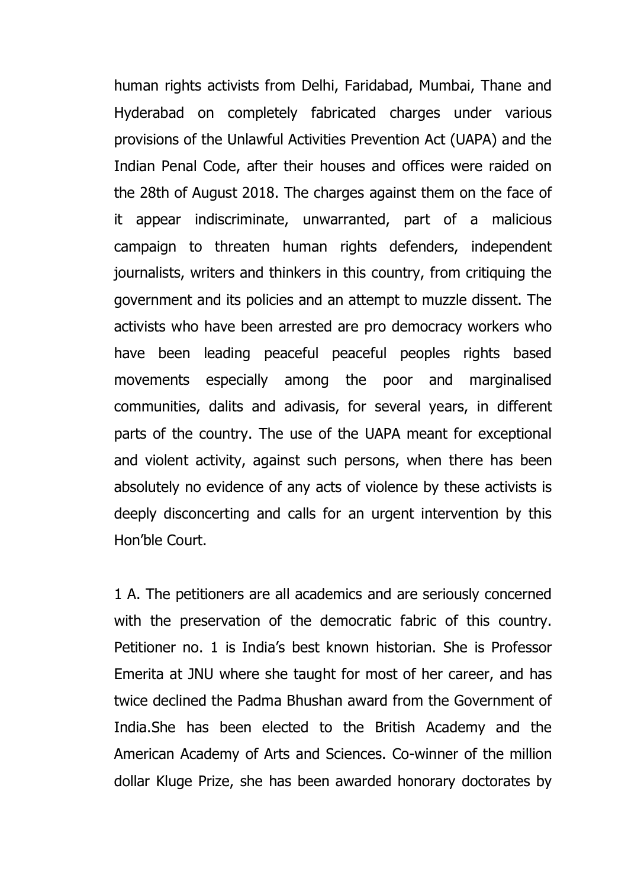human rights activists from Delhi, Faridabad, Mumbai, Thane and Hyderabad on completely fabricated charges under various provisions of the Unlawful Activities Prevention Act (UAPA) and the Indian Penal Code, after their houses and offices were raided on the 28th of August 2018. The charges against them on the face of it appear indiscriminate, unwarranted, part of a malicious campaign to threaten human rights defenders, independent journalists, writers and thinkers in this country, from critiquing the government and its policies and an attempt to muzzle dissent. The activists who have been arrested are pro democracy workers who have been leading peaceful peaceful peoples rights based movements especially among the poor and marginalised communities, dalits and adivasis, for several years, in different parts of the country. The use of the UAPA meant for exceptional and violent activity, against such persons, when there has been absolutely no evidence of any acts of violence by these activists is deeply disconcerting and calls for an urgent intervention by this Hon'ble Court.

1 A. The petitioners are all academics and are seriously concerned with the preservation of the democratic fabric of this country. Petitioner no. 1 is India's best known historian. She is Professor Emerita at JNU where she taught for most of her career, and has twice declined the Padma Bhushan award from the Government of India.She has been elected to the British Academy and the American Academy of Arts and Sciences. Co-winner of the million dollar Kluge Prize, she has been awarded honorary doctorates by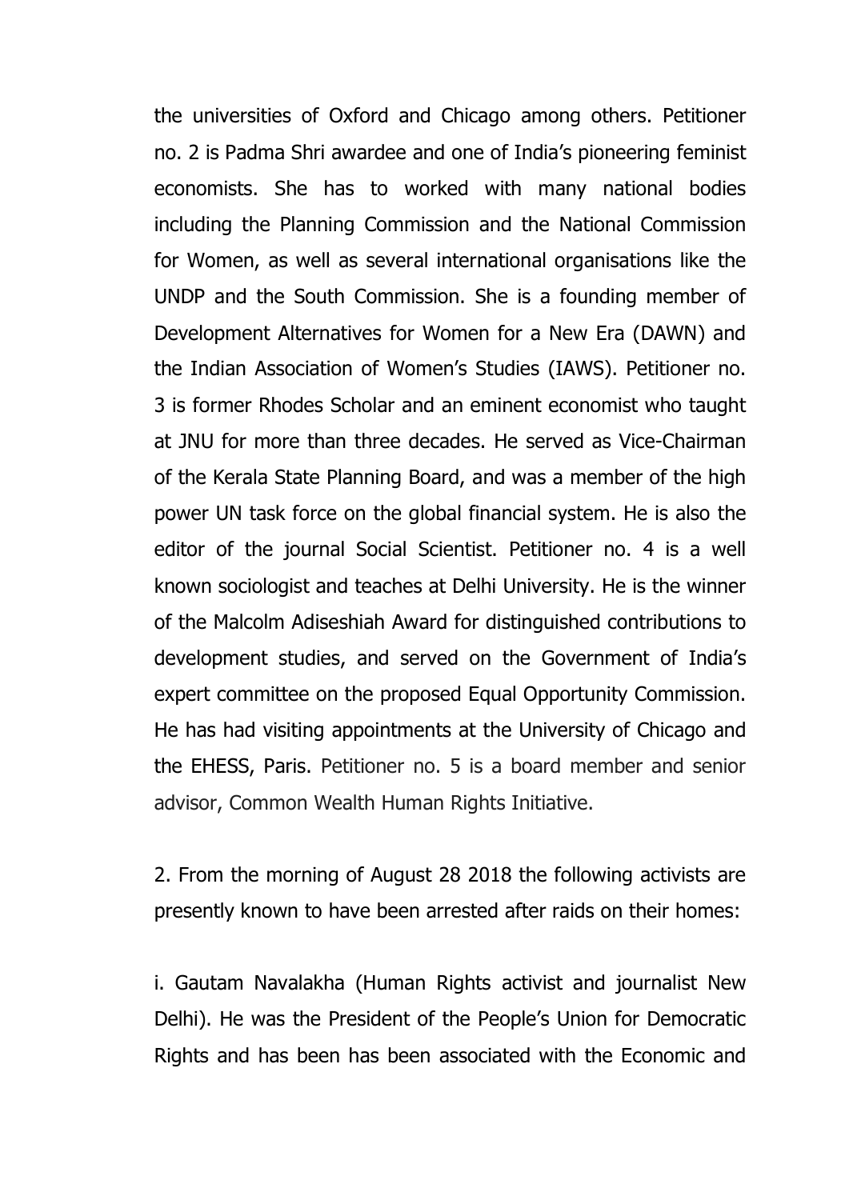the universities of Oxford and Chicago among others. Petitioner no. 2 is Padma Shri awardee and one of India's pioneering feminist economists. She has to worked with many national bodies including the Planning Commission and the National Commission for Women, as well as several international organisations like the UNDP and the South Commission. She is a founding member of Development Alternatives for Women for a New Era (DAWN) and the Indian Association of Women's Studies (IAWS). Petitioner no. 3 is former Rhodes Scholar and an eminent economist who taught at JNU for more than three decades. He served as Vice-Chairman of the Kerala State Planning Board, and was a member of the high power UN task force on the global financial system. He is also the editor of the journal Social Scientist. Petitioner no. 4 is a well known sociologist and teaches at Delhi University. He is the winner of the Malcolm Adiseshiah Award for distinguished contributions to development studies, and served on the Government of India's expert committee on the proposed Equal Opportunity Commission. He has had visiting appointments at the University of Chicago and the EHESS, Paris. Petitioner no. 5 is a board member and senior advisor, Common Wealth Human Rights Initiative.

2. From the morning of August 28 2018 the following activists are presently known to have been arrested after raids on their homes:

i. Gautam Navalakha (Human Rights activist and journalist New Delhi). He was the President of the People's Union for Democratic Rights and has been has been associated with the Economic and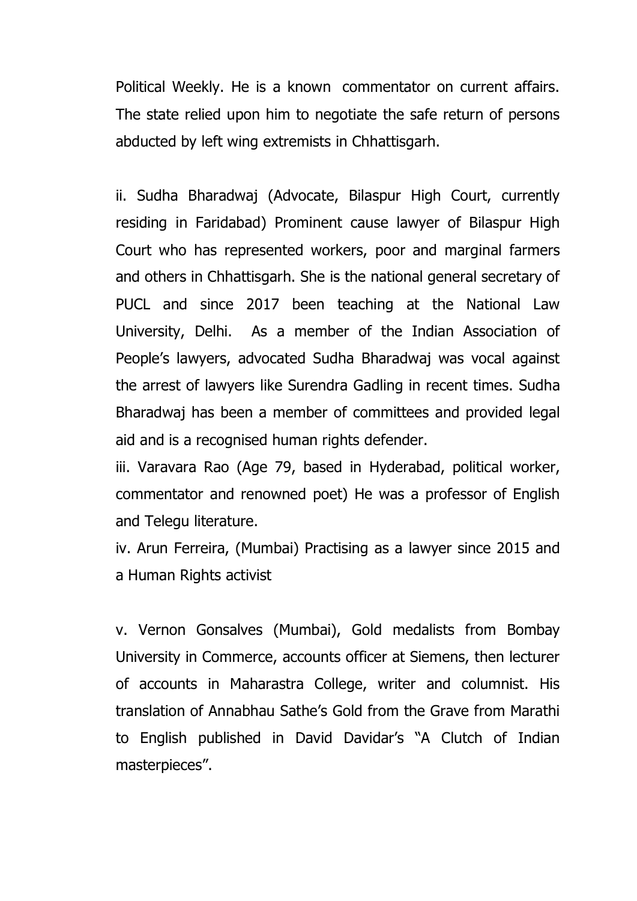Political Weekly. He is a known commentator on current affairs. The state relied upon him to negotiate the safe return of persons abducted by left wing extremists in Chhattisgarh.

ii. Sudha Bharadwaj (Advocate, Bilaspur High Court, currently residing in Faridabad) Prominent cause lawyer of Bilaspur High Court who has represented workers, poor and marginal farmers and others in Chhattisgarh. She is the national general secretary of PUCL and since 2017 been teaching at the National Law University, Delhi. As a member of the Indian Association of People's lawyers, advocated Sudha Bharadwaj was vocal against the arrest of lawyers like Surendra Gadling in recent times. Sudha Bharadwaj has been a member of committees and provided legal aid and is a recognised human rights defender.

iii. Varavara Rao (Age 79, based in Hyderabad, political worker, commentator and renowned poet) He was a professor of English and Telegu literature.

iv. Arun Ferreira, (Mumbai) Practising as a lawyer since 2015 and a Human Rights activist

v. Vernon Gonsalves (Mumbai), Gold medalists from Bombay University in Commerce, accounts officer at Siemens, then lecturer of accounts in Maharastra College, writer and columnist. His translation of Annabhau Sathe's Gold from the Grave from Marathi to English published in David Davidar's "A Clutch of Indian masterpieces".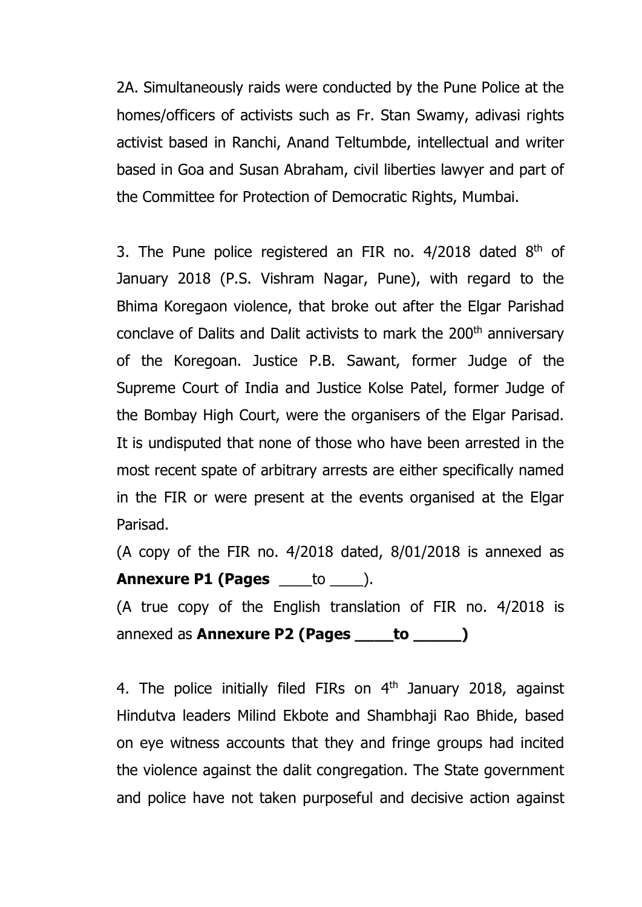2A. Simultaneously raids were conducted by the Pune Police at the homes/officers of activists such as Fr. Stan Swamy, adivasi rights activist based in Ranchi, Anand Teltumbde, intellectual and writer based in Goa and Susan Abraham, civil liberties lawyer and part of the Committee for Protection of Democratic Rights, Mumbai.

3. The Pune police registered an FIR no. 4/2018 dated 8th of January 2018 (P.S. Vishram Nagar, Pune), with regard to the Bhima Koregaon violence, that broke out after the Elgar Parishad conclave of Dalits and Dalit activists to mark the 200th anniversary of the Koregoan. Justice P.B. Sawant, former Judge of the Supreme Court of India and Justice Kolse Patel, former Judge of the Bombay High Court, were the organisers of the Elgar Parisad. It is undisputed that none of those who have been arrested in the most recent spate of arbitrary arrests are either specifically named in the FIR or were present at the events organised at the Elgar Parisad.

(A copy of the FIR no. 4/2018 dated, 8/01/2018 is annexed as **Annexure P1 (Pages** ____to ____).

(A true copy of the English translation of FIR no. 4/2018 is annexed as **Annexure P2 (Pages ____to _____)**

4. The police initially filed FIRs on 4th January 2018, against Hindutva leaders Milind Ekbote and Shambhaji Rao Bhide, based on eye witness accounts that they and fringe groups had incited the violence against the dalit congregation. The State government and police have not taken purposeful and decisive action against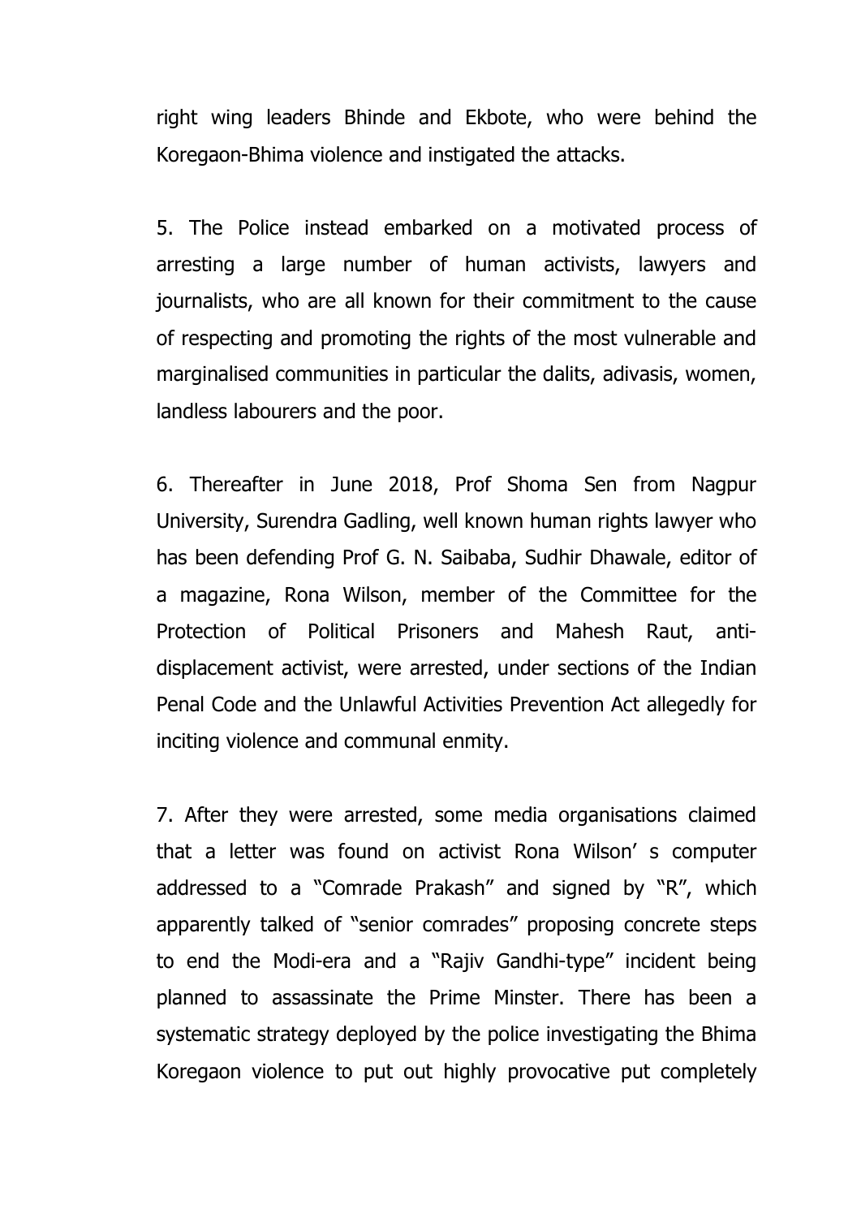right wing leaders Bhinde and Ekbote, who were behind the Koregaon-Bhima violence and instigated the attacks.

5. The Police instead embarked on a motivated process of arresting a large number of human activists, lawyers and journalists, who are all known for their commitment to the cause of respecting and promoting the rights of the most vulnerable and marginalised communities in particular the dalits, adivasis, women, landless labourers and the poor.

6. Thereafter in June 2018, Prof Shoma Sen from Nagpur University, Surendra Gadling, well known human rights lawyer who has been defending Prof G. N. Saibaba, Sudhir Dhawale, editor of a magazine, Rona Wilson, member of the Committee for the Protection of Political Prisoners and Mahesh Raut, anti-displacement activist, were arrested, under sections of the Indian Penal Code and the Unlawful Activities Prevention Act allegedly for inciting violence and communal enmity.

7. After they were arrested, some media organisations claimed that a letter was found on activist Rona Wilson' s computer addressed to a "Comrade Prakash" and signed by "R", which apparently talked of "senior comrades" proposing concrete steps to end the Modi-era and a "Rajiv Gandhi-type" incident being planned to assassinate the Prime Minster. There has been a systematic strategy deployed by the police investigating the Bhima Koregaon violence to put out highly provocative put completely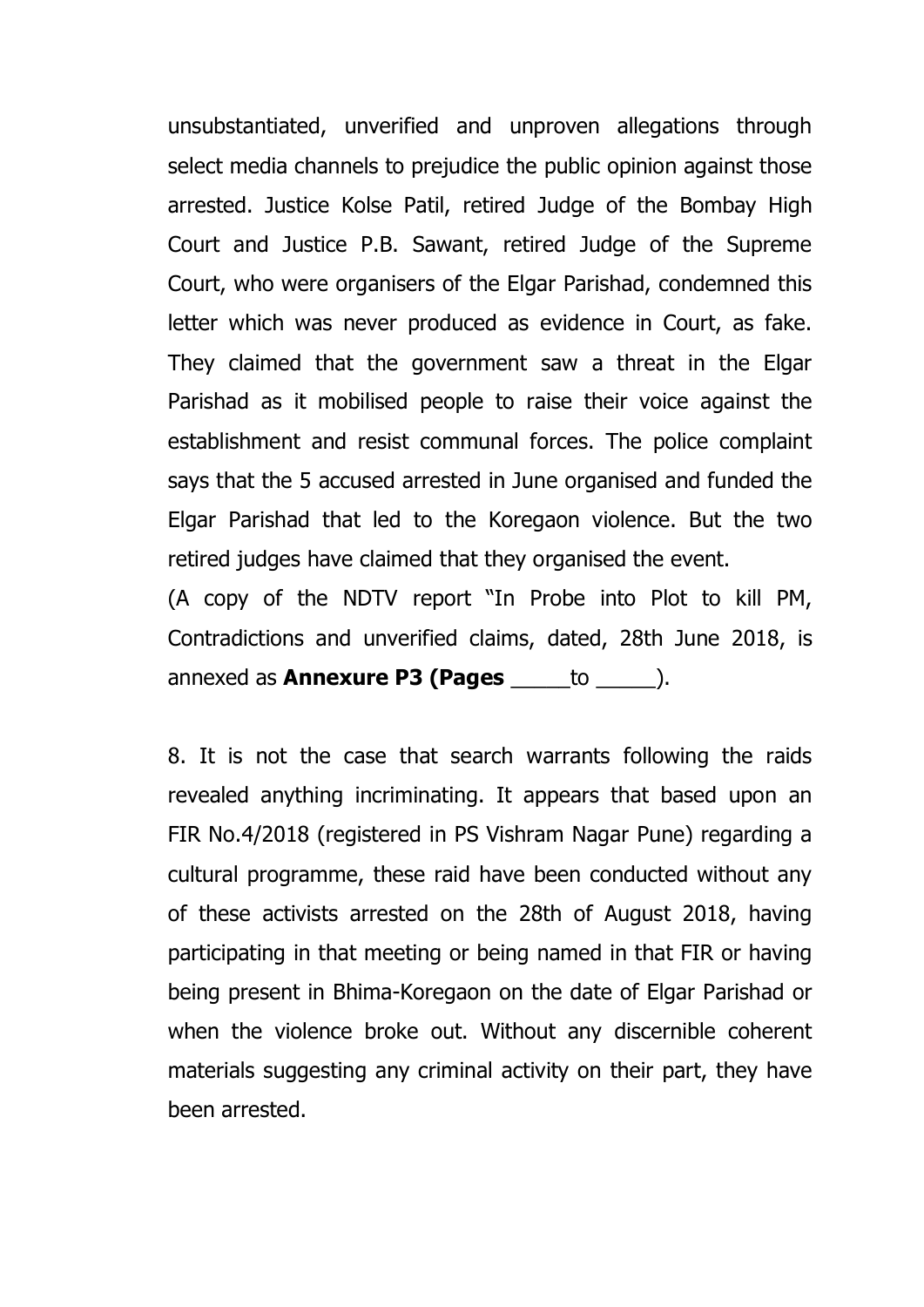unsubstantiated, unverified and unproven allegations through select media channels to prejudice the public opinion against those arrested. Justice Kolse Patil, retired Judge of the Bombay High Court and Justice P.B. Sawant, retired Judge of the Supreme Court, who were organisers of the Elgar Parishad, condemned this letter which was never produced as evidence in Court, as fake. They claimed that the government saw a threat in the Elgar Parishad as it mobilised people to raise their voice against the establishment and resist communal forces. The police complaint says that the 5 accused arrested in June organised and funded the Elgar Parishad that led to the Koregaon violence. But the two retired judges have claimed that they organised the event.

(A copy of the NDTV report "In Probe into Plot to kill PM, Contradictions and unverified claims, dated, 28th June 2018, is annexed as **Annexure P3 (Pages** _____to _____).

8. It is not the case that search warrants following the raids revealed anything incriminating. It appears that based upon an FIR No.4/2018 (registered in PS Vishram Nagar Pune) regarding a cultural programme, these raid have been conducted without any of these activists arrested on the 28th of August 2018, having participating in that meeting or being named in that FIR or having being present in Bhima-Koregaon on the date of Elgar Parishad or when the violence broke out. Without any discernible coherent materials suggesting any criminal activity on their part, they have been arrested.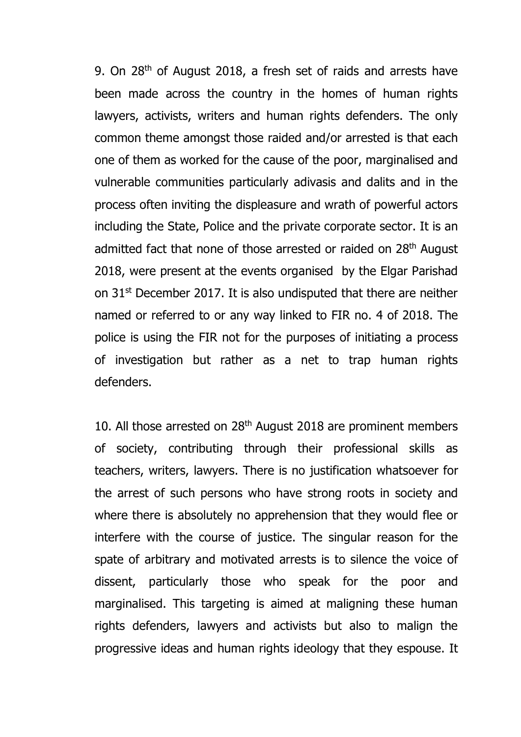9. On 28th of August 2018, a fresh set of raids and arrests have been made across the country in the homes of human rights lawyers, activists, writers and human rights defenders. The only common theme amongst those raided and/or arrested is that each one of them as worked for the cause of the poor, marginalised and vulnerable communities particularly adivasis and dalits and in the process often inviting the displeasure and wrath of powerful actors including the State, Police and the private corporate sector. It is an admitted fact that none of those arrested or raided on 28th August 2018, were present at the events organised by the Elgar Parishad on 31st December 2017. It is also undisputed that there are neither named or referred to or any way linked to FIR no. 4 of 2018. The police is using the FIR not for the purposes of initiating a process of investigation but rather as a net to trap human rights defenders.

10. All those arrested on 28th August 2018 are prominent members of society, contributing through their professional skills as teachers, writers, lawyers. There is no justification whatsoever for the arrest of such persons who have strong roots in society and where there is absolutely no apprehension that they would flee or interfere with the course of justice. The singular reason for the spate of arbitrary and motivated arrests is to silence the voice of dissent, particularly those who speak for the poor and marginalised. This targeting is aimed at maligning these human rights defenders, lawyers and activists but also to malign the progressive ideas and human rights ideology that they espouse. It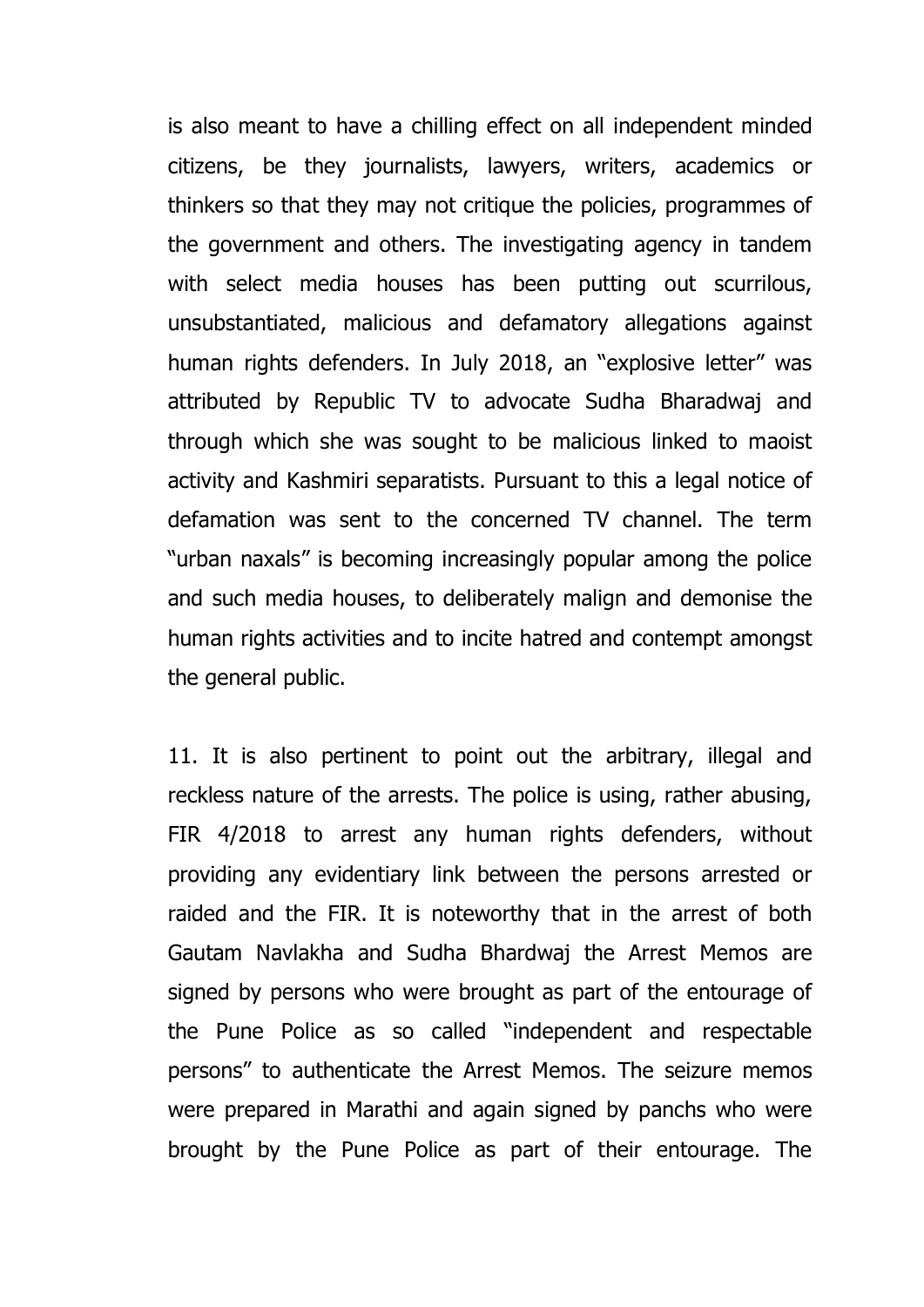is also meant to have a chilling effect on all independent minded citizens, be they journalists, lawyers, writers, academics or thinkers so that they may not critique the policies, programmes of the government and others. The investigating agency in tandem with select media houses has been putting out scurrilous, unsubstantiated, malicious and defamatory allegations against human rights defenders. In July 2018, an "explosive letter" was attributed by Republic TV to advocate Sudha Bharadwaj and through which she was sought to be malicious linked to maoist activity and Kashmiri separatists. Pursuant to this a legal notice of defamation was sent to the concerned TV channel. The term "urban naxals" is becoming increasingly popular among the police and such media houses, to deliberately malign and demonise the human rights activities and to incite hatred and contempt amongst the general public.

11. It is also pertinent to point out the arbitrary, illegal and reckless nature of the arrests. The police is using, rather abusing, FIR 4/2018 to arrest any human rights defenders, without providing any evidentiary link between the persons arrested or raided and the FIR. It is noteworthy that in the arrest of both Gautam Navlakha and Sudha Bhardwaj the Arrest Memos are signed by persons who were brought as part of the entourage of the Pune Police as so called "independent and respectable persons" to authenticate the Arrest Memos. The seizure memos were prepared in Marathi and again signed by panchs who were brought by the Pune Police as part of their entourage. The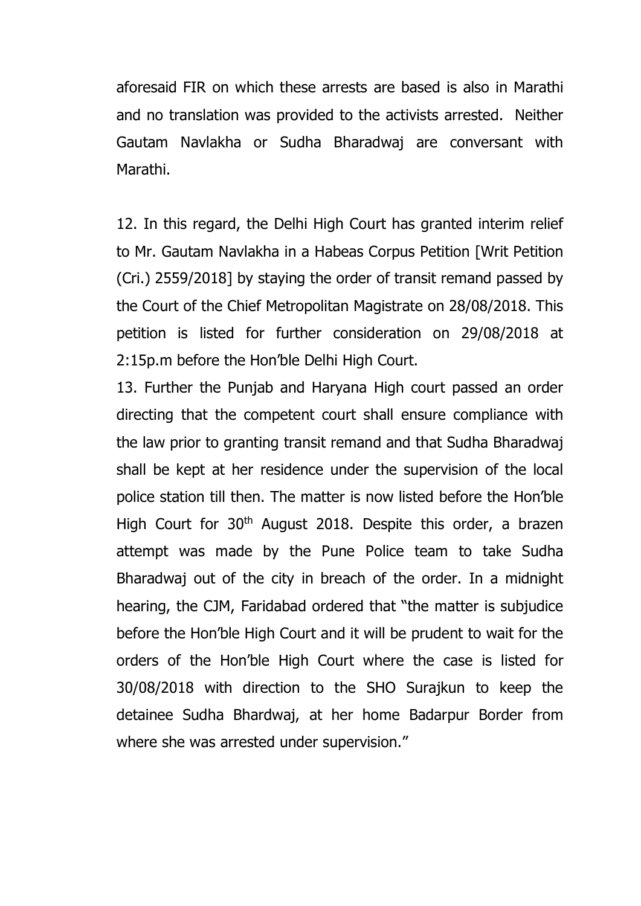aforesaid FIR on which these arrests are based is also in Marathi and no translation was provided to the activists arrested. Neither Gautam Navlakha or Sudha Bharadwaj are conversant with Marathi.

12. In this regard, the Delhi High Court has granted interim relief to Mr. Gautam Navlakha in a Habeas Corpus Petition [Writ Petition (Cri.) 2559/2018] by staying the order of transit remand passed by the Court of the Chief Metropolitan Magistrate on 28/08/2018. This petition is listed for further consideration on 29/08/2018 at 2:15p.m before the Hon'ble Delhi High Court.

13. Further the Punjab and Haryana High court passed an order directing that the competent court shall ensure compliance with the law prior to granting transit remand and that Sudha Bharadwaj shall be kept at her residence under the supervision of the local police station till then. The matter is now listed before the Hon'ble High Court for 30th August 2018. Despite this order, a brazen attempt was made by the Pune Police team to take Sudha Bharadwaj out of the city in breach of the order. In a midnight hearing, the CJM, Faridabad ordered that "the matter is subjudice before the Hon'ble High Court and it will be prudent to wait for the orders of the Hon'ble High Court where the case is listed for 30/08/2018 with direction to the SHO Surajkun to keep the detainee Sudha Bhardwaj, at her home Badarpur Border from where she was arrested under supervision."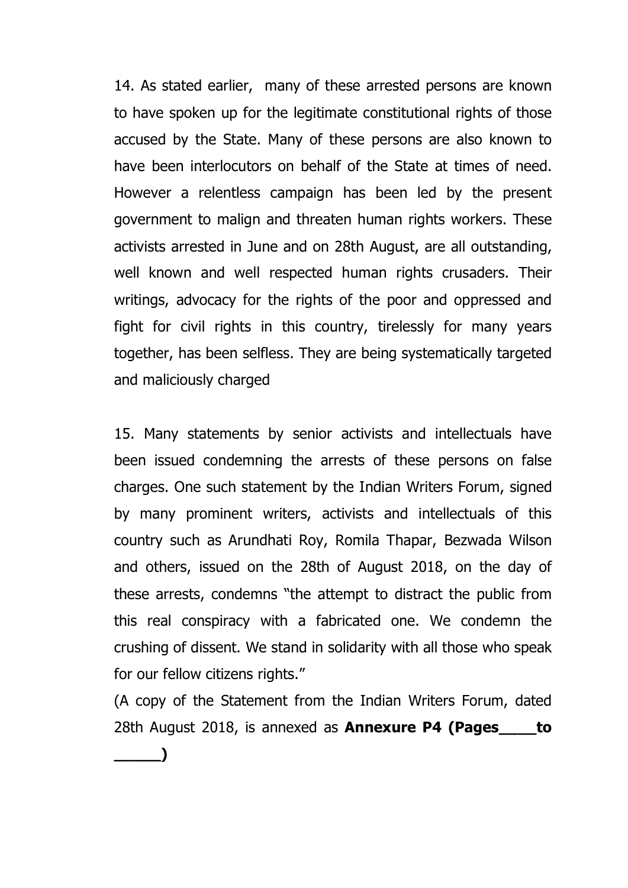14. As stated earlier, many of these arrested persons are known to have spoken up for the legitimate constitutional rights of those accused by the State. Many of these persons are also known to have been interlocutors on behalf of the State at times of need. However a relentless campaign has been led by the present government to malign and threaten human rights workers. These activists arrested in June and on 28th August, are all outstanding, well known and well respected human rights crusaders. Their writings, advocacy for the rights of the poor and oppressed and fight for civil rights in this country, tirelessly for many years together, has been selfless. They are being systematically targeted and maliciously charged

15. Many statements by senior activists and intellectuals have been issued condemning the arrests of these persons on false charges. One such statement by the Indian Writers Forum, signed by many prominent writers, activists and intellectuals of this country such as Arundhati Roy, Romila Thapar, Bezwada Wilson and others, issued on the 28th of August 2018, on the day of these arrests, condemns "the attempt to distract the public from this real conspiracy with a fabricated one. We condemn the crushing of dissent. We stand in solidarity with all those who speak for our fellow citizens rights."

(A copy of the Statement from the Indian Writers Forum, dated 28th August 2018, is annexed as **Annexure P4 (Pages____to _____)**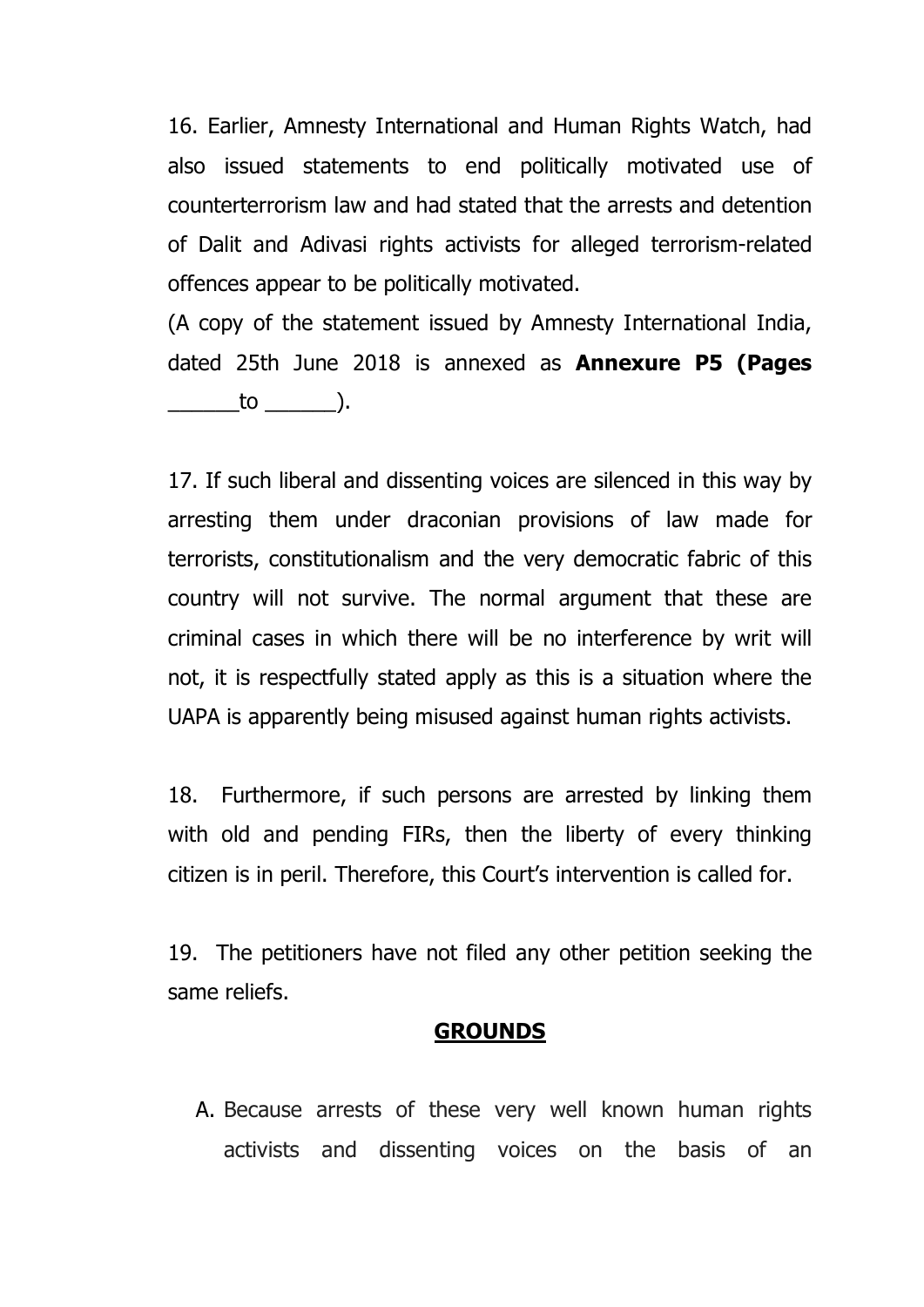16. Earlier, Amnesty International and Human Rights Watch, had also issued statements to end politically motivated use of counterterrorism law and had stated that the arrests and detention of Dalit and Adivasi rights activists for alleged terrorism-related offences appear to be politically motivated.

(A copy of the statement issued by Amnesty International India, dated 25th June 2018 is annexed as **Annexure P5 (Pages ______to ______)**.

17. If such liberal and dissenting voices are silenced in this way by arresting them under draconian provisions of law made for terrorists, constitutionalism and the very democratic fabric of this country will not survive. The normal argument that these are criminal cases in which there will be no interference by writ will not, it is respectfully stated apply as this is a situation where the UAPA is apparently being misused against human rights activists.

18. Furthermore, if such persons are arrested by linking them with old and pending FIRs, then the liberty of every thinking citizen is in peril. Therefore, this Court's intervention is called for.

19. The petitioners have not filed any other petition seeking the same reliefs.

## GROUNDS

A. Because arrests of these very well known human rights activists and dissenting voices on the basis of an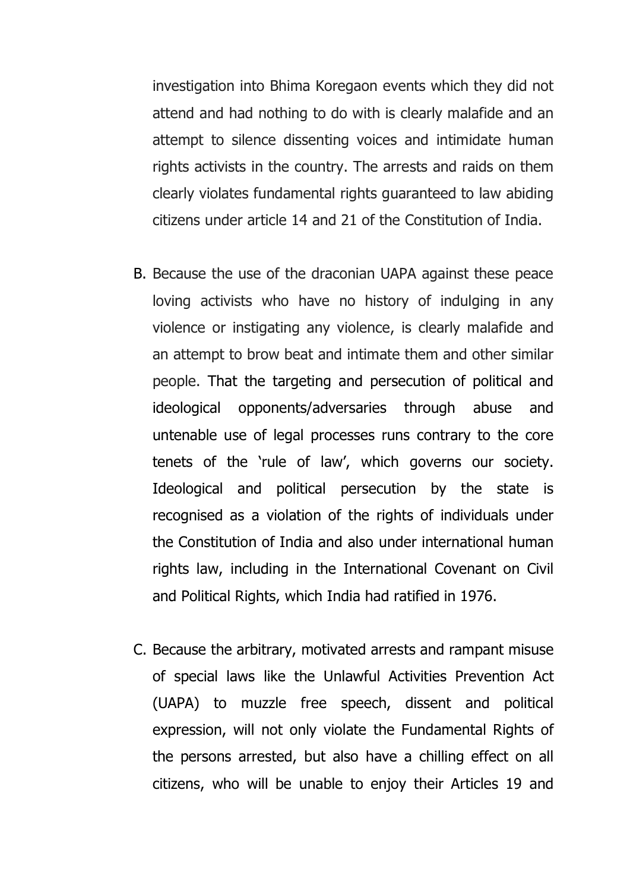investigation into Bhima Koregaon events which they did not attend and had nothing to do with is clearly malafide and an attempt to silence dissenting voices and intimidate human rights activists in the country. The arrests and raids on them clearly violates fundamental rights guaranteed to law abiding citizens under article 14 and 21 of the Constitution of India.

B. Because the use of the draconian UAPA against these peace loving activists who have no history of indulging in any violence or instigating any violence, is clearly malafide and an attempt to brow beat and intimate them and other similar people. That the targeting and persecution of political and ideological opponents/adversaries through abuse and untenable use of legal processes runs contrary to the core tenets of the 'rule of law', which governs our society. Ideological and political persecution by the state is recognised as a violation of the rights of individuals under the Constitution of India and also under international human rights law, including in the International Covenant on Civil and Political Rights, which India had ratified in 1976.

C. Because the arbitrary, motivated arrests and rampant misuse of special laws like the Unlawful Activities Prevention Act (UAPA) to muzzle free speech, dissent and political expression, will not only violate the Fundamental Rights of the persons arrested, but also have a chilling effect on all citizens, who will be unable to enjoy their Articles 19 and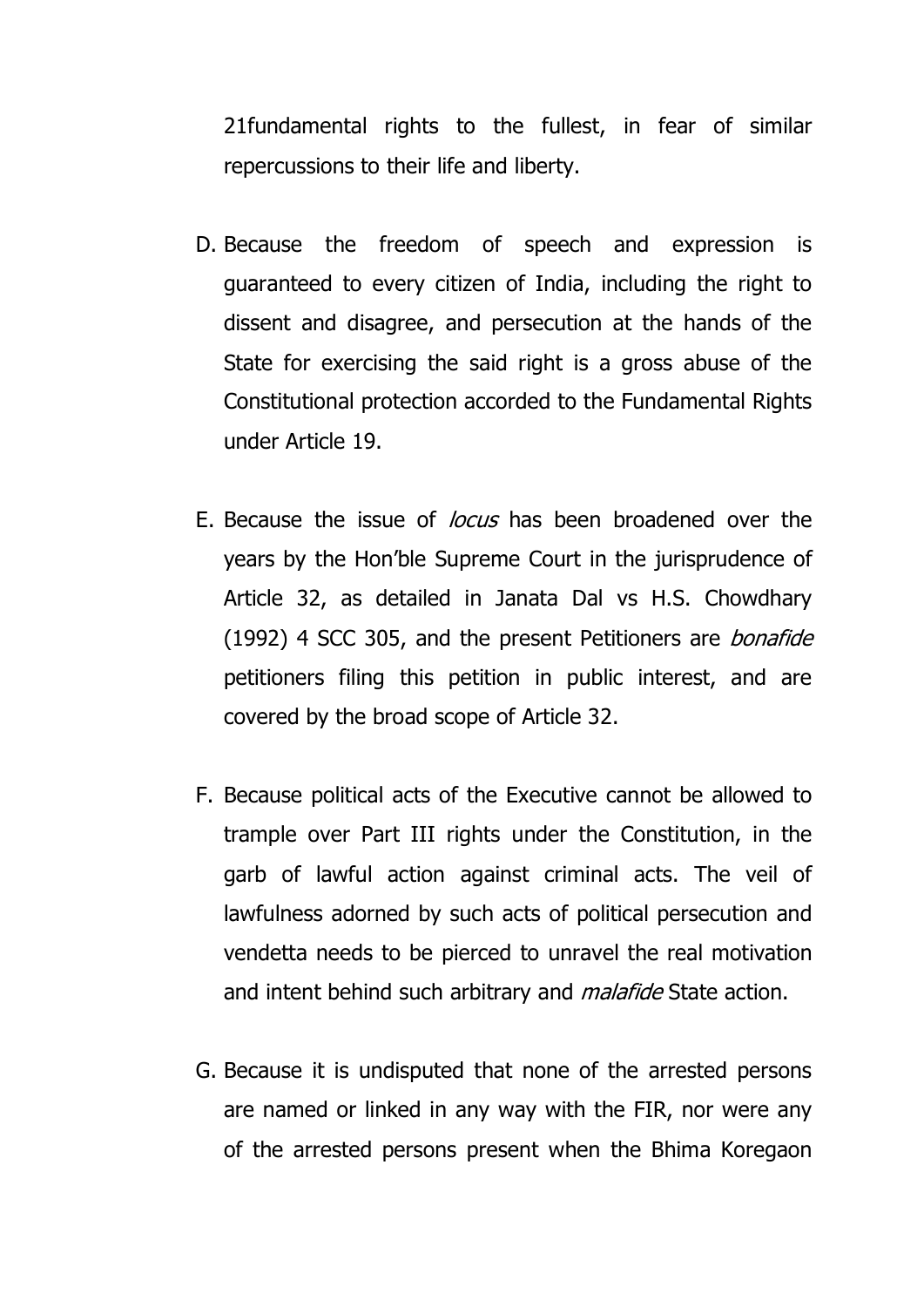21fundamental rights to the fullest, in fear of similar repercussions to their life and liberty.

D. Because the freedom of speech and expression is guaranteed to every citizen of India, including the right to dissent and disagree, and persecution at the hands of the State for exercising the said right is a gross abuse of the Constitutional protection accorded to the Fundamental Rights under Article 19.

E. Because the issue of *locus* has been broadened over the years by the Hon'ble Supreme Court in the jurisprudence of Article 32, as detailed in Janata Dal vs H.S. Chowdhary (1992) 4 SCC 305, and the present Petitioners are *bonafide* petitioners filing this petition in public interest, and are covered by the broad scope of Article 32.

F. Because political acts of the Executive cannot be allowed to trample over Part III rights under the Constitution, in the garb of lawful action against criminal acts. The veil of lawfulness adorned by such acts of political persecution and vendetta needs to be pierced to unravel the real motivation and intent behind such arbitrary and *malafide* State action.

G. Because it is undisputed that none of the arrested persons are named or linked in any way with the FIR, nor were any of the arrested persons present when the Bhima Koregaon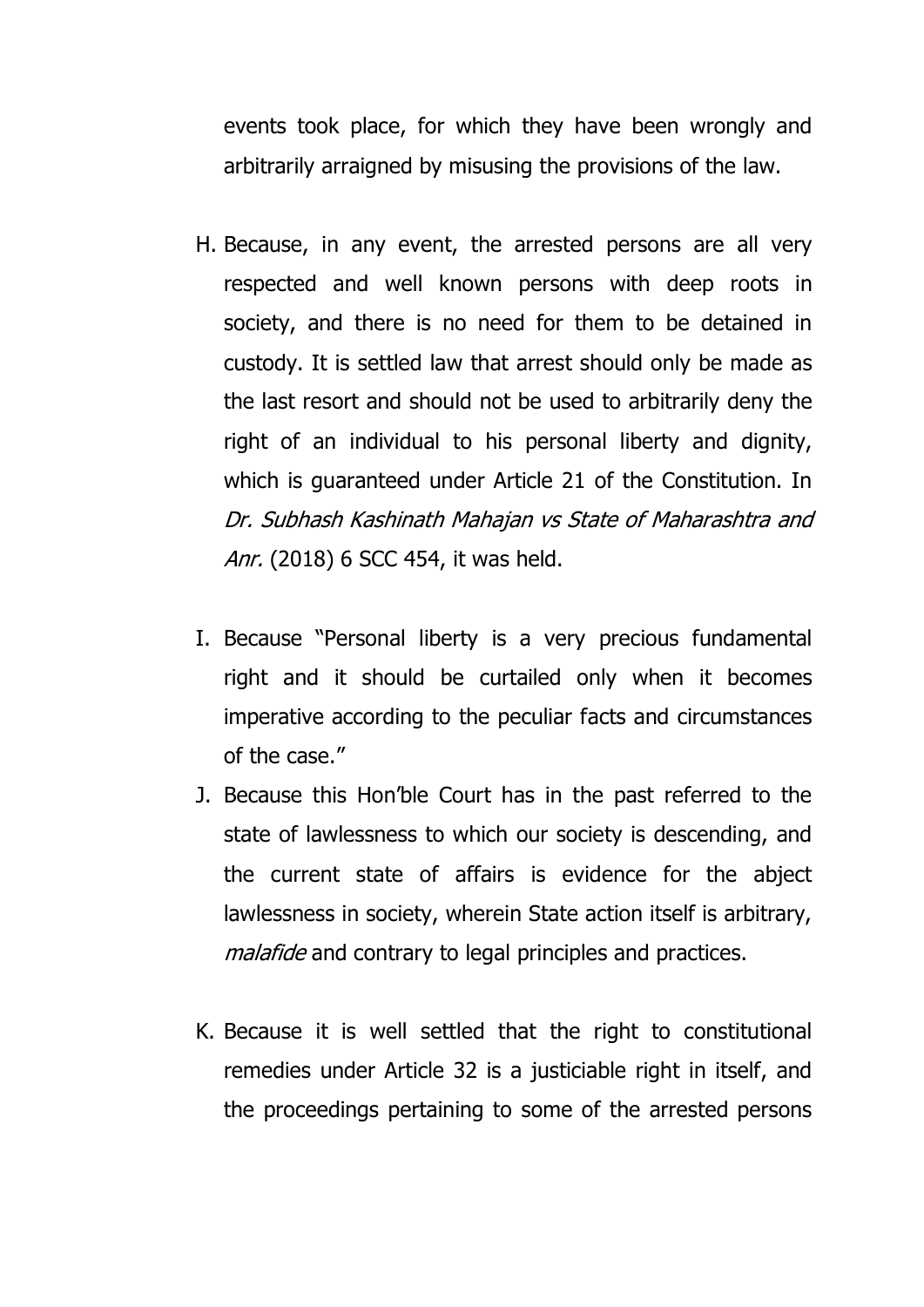events took place, for which they have been wrongly and arbitrarily arraigned by misusing the provisions of the law.

H. Because, in any event, the arrested persons are all very respected and well known persons with deep roots in society, and there is no need for them to be detained in custody. It is settled law that arrest should only be made as the last resort and should not be used to arbitrarily deny the right of an individual to his personal liberty and dignity, which is guaranteed under Article 21 of the Constitution. In *Dr. Subhash Kashinath Mahajan vs State of Maharashtra and Anr.* (2018) 6 SCC 454, it was held.

I. Because "Personal liberty is a very precious fundamental right and it should be curtailed only when it becomes imperative according to the peculiar facts and circumstances of the case."

J. Because this Hon'ble Court has in the past referred to the state of lawlessness to which our society is descending, and the current state of affairs is evidence for the abject lawlessness in society, wherein State action itself is arbitrary, *malafide* and contrary to legal principles and practices.

K. Because it is well settled that the right to constitutional remedies under Article 32 is a justiciable right in itself, and the proceedings pertaining to some of the arrested persons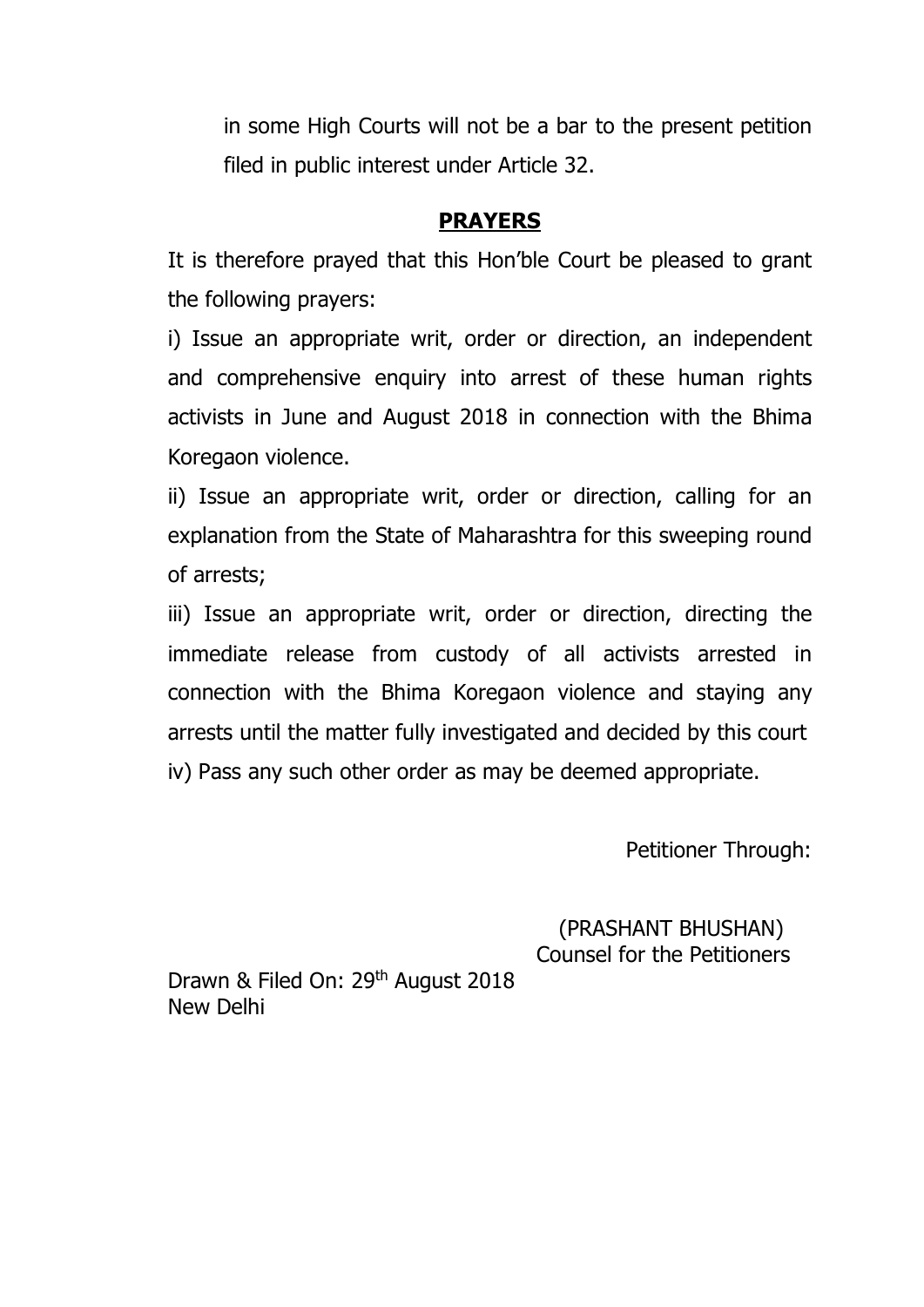in some High Courts will not be a bar to the present petition filed in public interest under Article 32.

## **PRAYERS**

It is therefore prayed that this Hon'ble Court be pleased to grant the following prayers:

i) Issue an appropriate writ, order or direction, an independent and comprehensive enquiry into arrest of these human rights activists in June and August 2018 in connection with the Bhima Koregaon violence.

ii) Issue an appropriate writ, order or direction, calling for an explanation from the State of Maharashtra for this sweeping round of arrests;

iii) Issue an appropriate writ, order or direction, directing the immediate release from custody of all activists arrested in connection with the Bhima Koregaon violence and staying any arrests until the matter fully investigated and decided by this court

iv) Pass any such other order as may be deemed appropriate.

Petitioner Through:

(PRASHANT BHUSHAN)
Counsel for the Petitioners

Drawn & Filed On: 29th August 2018
New Delhi